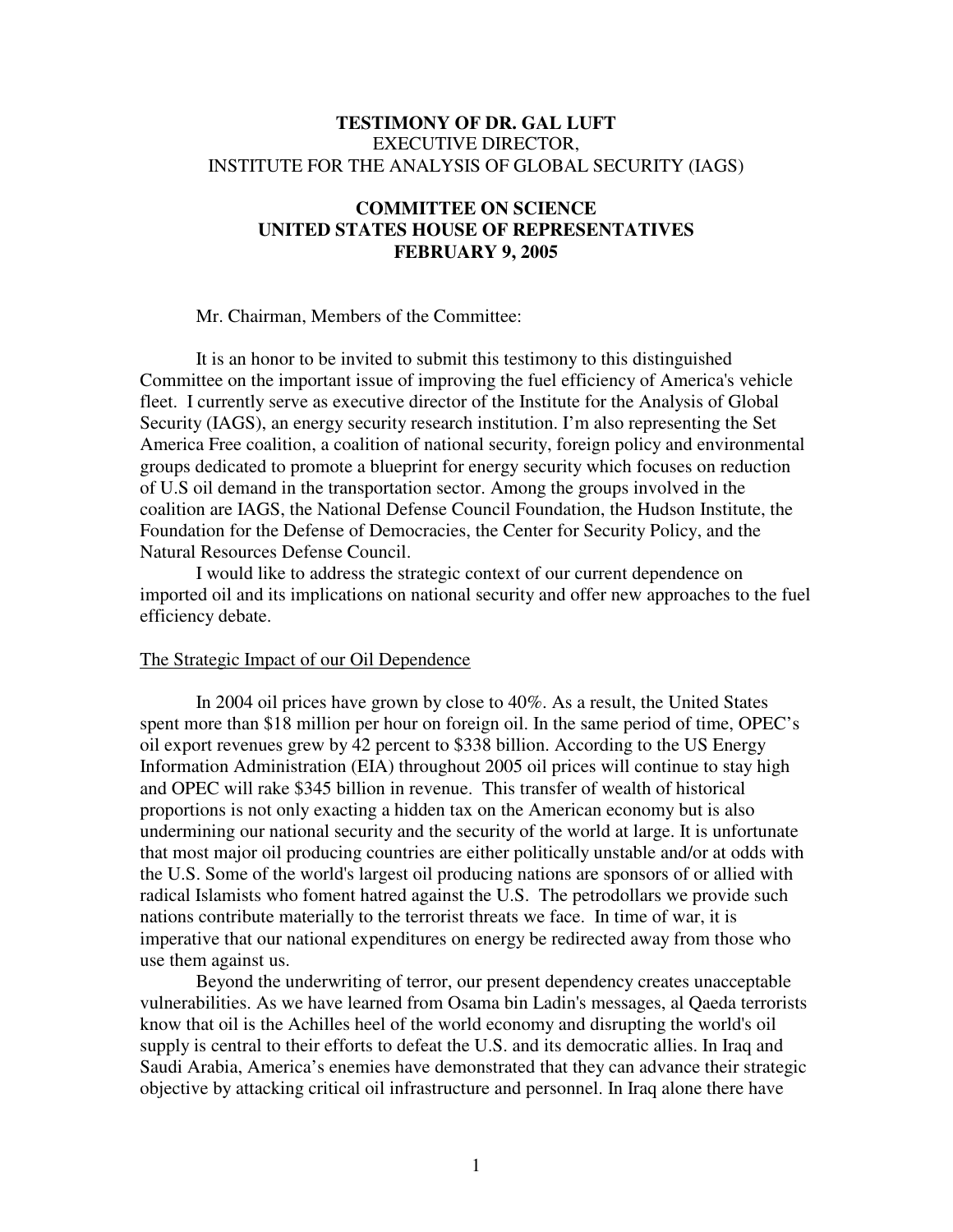**TESTIMONY OF DR. GAL LUFT**
EXECUTIVE DIRECTOR,
INSTITUTE FOR THE ANALYSIS OF GLOBAL SECURITY (IAGS)

**COMMITTEE ON SCIENCE**
**UNITED STATES HOUSE OF REPRESENTATIVES**
**FEBRUARY 9, 2005**

Mr. Chairman, Members of the Committee:

It is an honor to be invited to submit this testimony to this distinguished Committee on the important issue of improving the fuel efficiency of America's vehicle fleet. I currently serve as executive director of the Institute for the Analysis of Global Security (IAGS), an energy security research institution. I'm also representing the Set America Free coalition, a coalition of national security, foreign policy and environmental groups dedicated to promote a blueprint for energy security which focuses on reduction of U.S oil demand in the transportation sector. Among the groups involved in the coalition are IAGS, the National Defense Council Foundation, the Hudson Institute, the Foundation for the Defense of Democracies, the Center for Security Policy, and the Natural Resources Defense Council.

I would like to address the strategic context of our current dependence on imported oil and its implications on national security and offer new approaches to the fuel efficiency debate.

The Strategic Impact of our Oil Dependence

In 2004 oil prices have grown by close to 40%. As a result, the United States spent more than $18 million per hour on foreign oil. In the same period of time, OPEC's oil export revenues grew by 42 percent to $338 billion. According to the US Energy Information Administration (EIA) throughout 2005 oil prices will continue to stay high and OPEC will rake $345 billion in revenue. This transfer of wealth of historical proportions is not only exacting a hidden tax on the American economy but is also undermining our national security and the security of the world at large. It is unfortunate that most major oil producing countries are either politically unstable and/or at odds with the U.S. Some of the world's largest oil producing nations are sponsors of or allied with radical Islamists who foment hatred against the U.S. The petrodollars we provide such nations contribute materially to the terrorist threats we face. In time of war, it is imperative that our national expenditures on energy be redirected away from those who use them against us.

Beyond the underwriting of terror, our present dependency creates unacceptable vulnerabilities. As we have learned from Osama bin Ladin's messages, al Qaeda terrorists know that oil is the Achilles heel of the world economy and disrupting the world's oil supply is central to their efforts to defeat the U.S. and its democratic allies. In Iraq and Saudi Arabia, America's enemies have demonstrated that they can advance their strategic objective by attacking critical oil infrastructure and personnel. In Iraq alone there have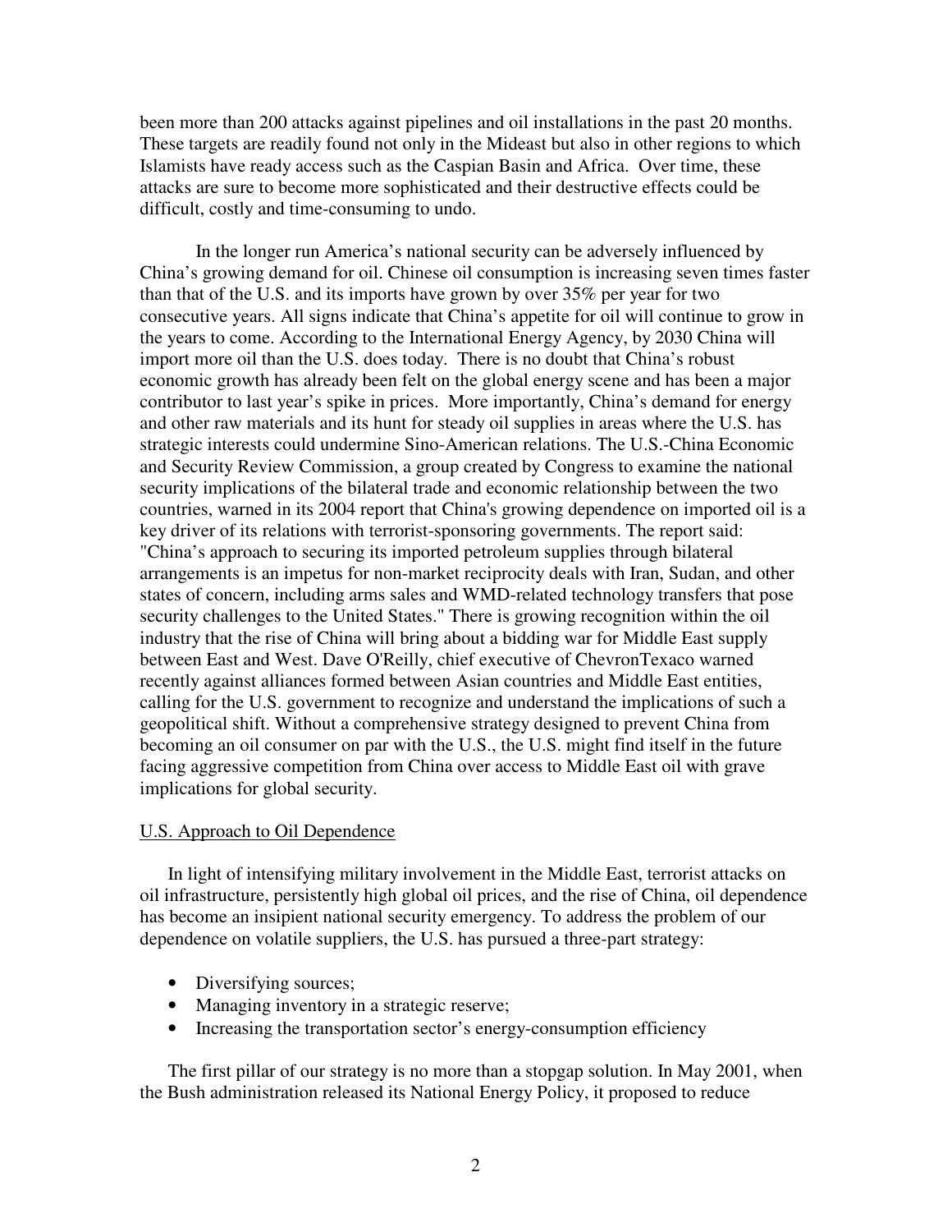been more than 200 attacks against pipelines and oil installations in the past 20 months. These targets are readily found not only in the Mideast but also in other regions to which Islamists have ready access such as the Caspian Basin and Africa. Over time, these attacks are sure to become more sophisticated and their destructive effects could be difficult, costly and time-consuming to undo.

In the longer run America's national security can be adversely influenced by China's growing demand for oil. Chinese oil consumption is increasing seven times faster than that of the U.S. and its imports have grown by over 35% per year for two consecutive years. All signs indicate that China's appetite for oil will continue to grow in the years to come. According to the International Energy Agency, by 2030 China will import more oil than the U.S. does today. There is no doubt that China's robust economic growth has already been felt on the global energy scene and has been a major contributor to last year's spike in prices. More importantly, China's demand for energy and other raw materials and its hunt for steady oil supplies in areas where the U.S. has strategic interests could undermine Sino-American relations. The U.S.-China Economic and Security Review Commission, a group created by Congress to examine the national security implications of the bilateral trade and economic relationship between the two countries, warned in its 2004 report that China's growing dependence on imported oil is a key driver of its relations with terrorist-sponsoring governments. The report said: "China's approach to securing its imported petroleum supplies through bilateral arrangements is an impetus for non-market reciprocity deals with Iran, Sudan, and other states of concern, including arms sales and WMD-related technology transfers that pose security challenges to the United States." There is growing recognition within the oil industry that the rise of China will bring about a bidding war for Middle East supply between East and West. Dave O'Reilly, chief executive of ChevronTexaco warned recently against alliances formed between Asian countries and Middle East entities, calling for the U.S. government to recognize and understand the implications of such a geopolitical shift. Without a comprehensive strategy designed to prevent China from becoming an oil consumer on par with the U.S., the U.S. might find itself in the future facing aggressive competition from China over access to Middle East oil with grave implications for global security.

## U.S. Approach to Oil Dependence

In light of intensifying military involvement in the Middle East, terrorist attacks on oil infrastructure, persistently high global oil prices, and the rise of China, oil dependence has become an insipient national security emergency. To address the problem of our dependence on volatile suppliers, the U.S. has pursued a three-part strategy:

- Diversifying sources;
- Managing inventory in a strategic reserve;
- Increasing the transportation sector's energy-consumption efficiency

The first pillar of our strategy is no more than a stopgap solution. In May 2001, when the Bush administration released its National Energy Policy, it proposed to reduce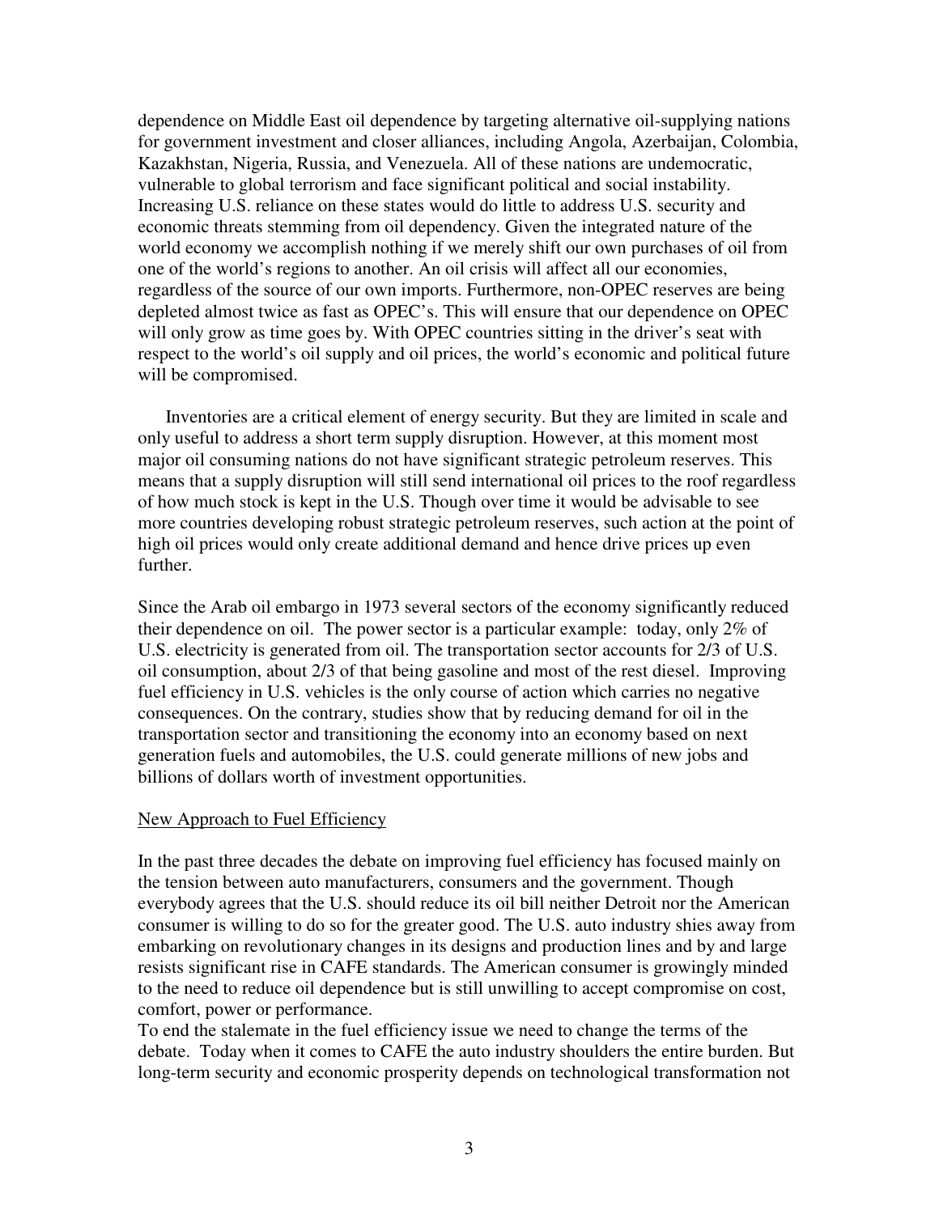dependence on Middle East oil dependence by targeting alternative oil-supplying nations for government investment and closer alliances, including Angola, Azerbaijan, Colombia, Kazakhstan, Nigeria, Russia, and Venezuela. All of these nations are undemocratic, vulnerable to global terrorism and face significant political and social instability. Increasing U.S. reliance on these states would do little to address U.S. security and economic threats stemming from oil dependency. Given the integrated nature of the world economy we accomplish nothing if we merely shift our own purchases of oil from one of the world's regions to another. An oil crisis will affect all our economies, regardless of the source of our own imports. Furthermore, non-OPEC reserves are being depleted almost twice as fast as OPEC's. This will ensure that our dependence on OPEC will only grow as time goes by. With OPEC countries sitting in the driver's seat with respect to the world's oil supply and oil prices, the world's economic and political future will be compromised.

Inventories are a critical element of energy security. But they are limited in scale and only useful to address a short term supply disruption. However, at this moment most major oil consuming nations do not have significant strategic petroleum reserves. This means that a supply disruption will still send international oil prices to the roof regardless of how much stock is kept in the U.S. Though over time it would be advisable to see more countries developing robust strategic petroleum reserves, such action at the point of high oil prices would only create additional demand and hence drive prices up even further.

Since the Arab oil embargo in 1973 several sectors of the economy significantly reduced their dependence on oil. The power sector is a particular example: today, only 2% of U.S. electricity is generated from oil. The transportation sector accounts for 2/3 of U.S. oil consumption, about 2/3 of that being gasoline and most of the rest diesel. Improving fuel efficiency in U.S. vehicles is the only course of action which carries no negative consequences. On the contrary, studies show that by reducing demand for oil in the transportation sector and transitioning the economy into an economy based on next generation fuels and automobiles, the U.S. could generate millions of new jobs and billions of dollars worth of investment opportunities.

## New Approach to Fuel Efficiency

In the past three decades the debate on improving fuel efficiency has focused mainly on the tension between auto manufacturers, consumers and the government. Though everybody agrees that the U.S. should reduce its oil bill neither Detroit nor the American consumer is willing to do so for the greater good. The U.S. auto industry shies away from embarking on revolutionary changes in its designs and production lines and by and large resists significant rise in CAFE standards. The American consumer is growingly minded to the need to reduce oil dependence but is still unwilling to accept compromise on cost, comfort, power or performance.

To end the stalemate in the fuel efficiency issue we need to change the terms of the debate. Today when it comes to CAFE the auto industry shoulders the entire burden. But long-term security and economic prosperity depends on technological transformation not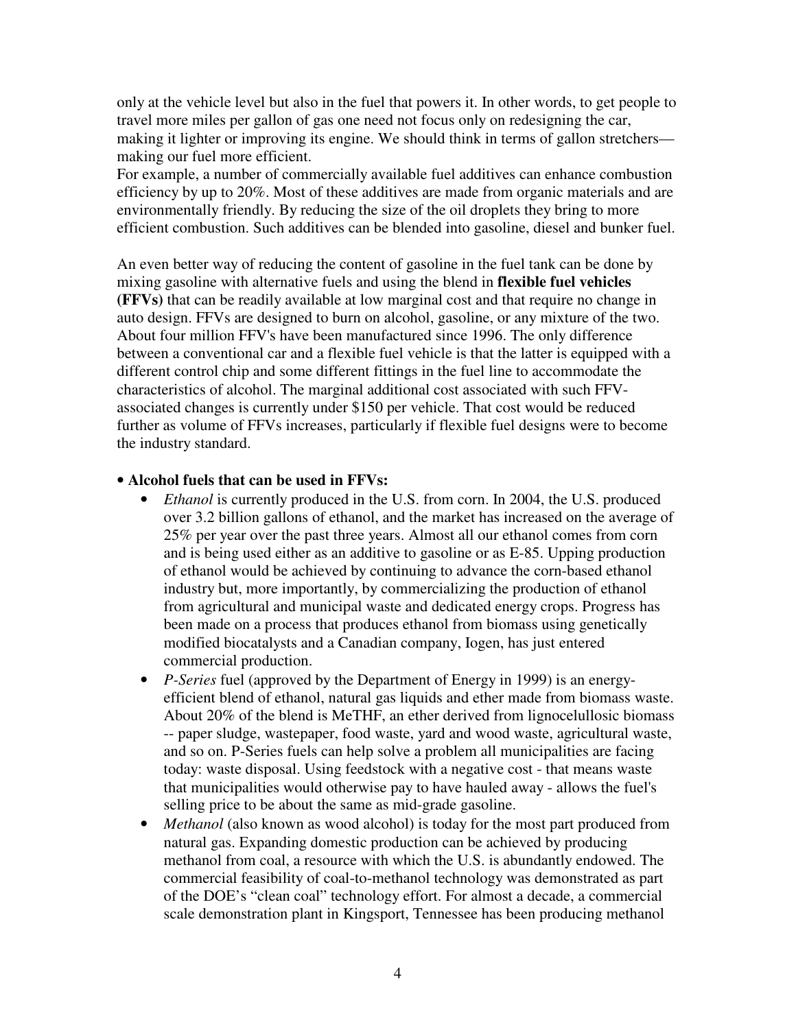only at the vehicle level but also in the fuel that powers it. In other words, to get people to travel more miles per gallon of gas one need not focus only on redesigning the car, making it lighter or improving its engine. We should think in terms of gallon stretchers—making our fuel more efficient.

For example, a number of commercially available fuel additives can enhance combustion efficiency by up to 20%. Most of these additives are made from organic materials and are environmentally friendly. By reducing the size of the oil droplets they bring to more efficient combustion. Such additives can be blended into gasoline, diesel and bunker fuel.

An even better way of reducing the content of gasoline in the fuel tank can be done by mixing gasoline with alternative fuels and using the blend in **flexible fuel vehicles (FFVs)** that can be readily available at low marginal cost and that require no change in auto design. FFVs are designed to burn on alcohol, gasoline, or any mixture of the two. About four million FFV's have been manufactured since 1996. The only difference between a conventional car and a flexible fuel vehicle is that the latter is equipped with a different control chip and some different fittings in the fuel line to accommodate the characteristics of alcohol. The marginal additional cost associated with such FFV-associated changes is currently under $150 per vehicle. That cost would be reduced further as volume of FFVs increases, particularly if flexible fuel designs were to become the industry standard.

- **Alcohol fuels that can be used in FFVs:**
  - *Ethanol* is currently produced in the U.S. from corn. In 2004, the U.S. produced over 3.2 billion gallons of ethanol, and the market has increased on the average of 25% per year over the past three years. Almost all our ethanol comes from corn and is being used either as an additive to gasoline or as E-85. Upping production of ethanol would be achieved by continuing to advance the corn-based ethanol industry but, more importantly, by commercializing the production of ethanol from agricultural and municipal waste and dedicated energy crops. Progress has been made on a process that produces ethanol from biomass using genetically modified biocatalysts and a Canadian company, Iogen, has just entered commercial production.
  - *P-Series* fuel (approved by the Department of Energy in 1999) is an energy-efficient blend of ethanol, natural gas liquids and ether made from biomass waste. About 20% of the blend is MeTHF, an ether derived from lignocelullosic biomass -- paper sludge, wastepaper, food waste, yard and wood waste, agricultural waste, and so on. P-Series fuels can help solve a problem all municipalities are facing today: waste disposal. Using feedstock with a negative cost - that means waste that municipalities would otherwise pay to have hauled away - allows the fuel's selling price to be about the same as mid-grade gasoline.
  - *Methanol* (also known as wood alcohol) is today for the most part produced from natural gas. Expanding domestic production can be achieved by producing methanol from coal, a resource with which the U.S. is abundantly endowed. The commercial feasibility of coal-to-methanol technology was demonstrated as part of the DOE's "clean coal" technology effort. For almost a decade, a commercial scale demonstration plant in Kingsport, Tennessee has been producing methanol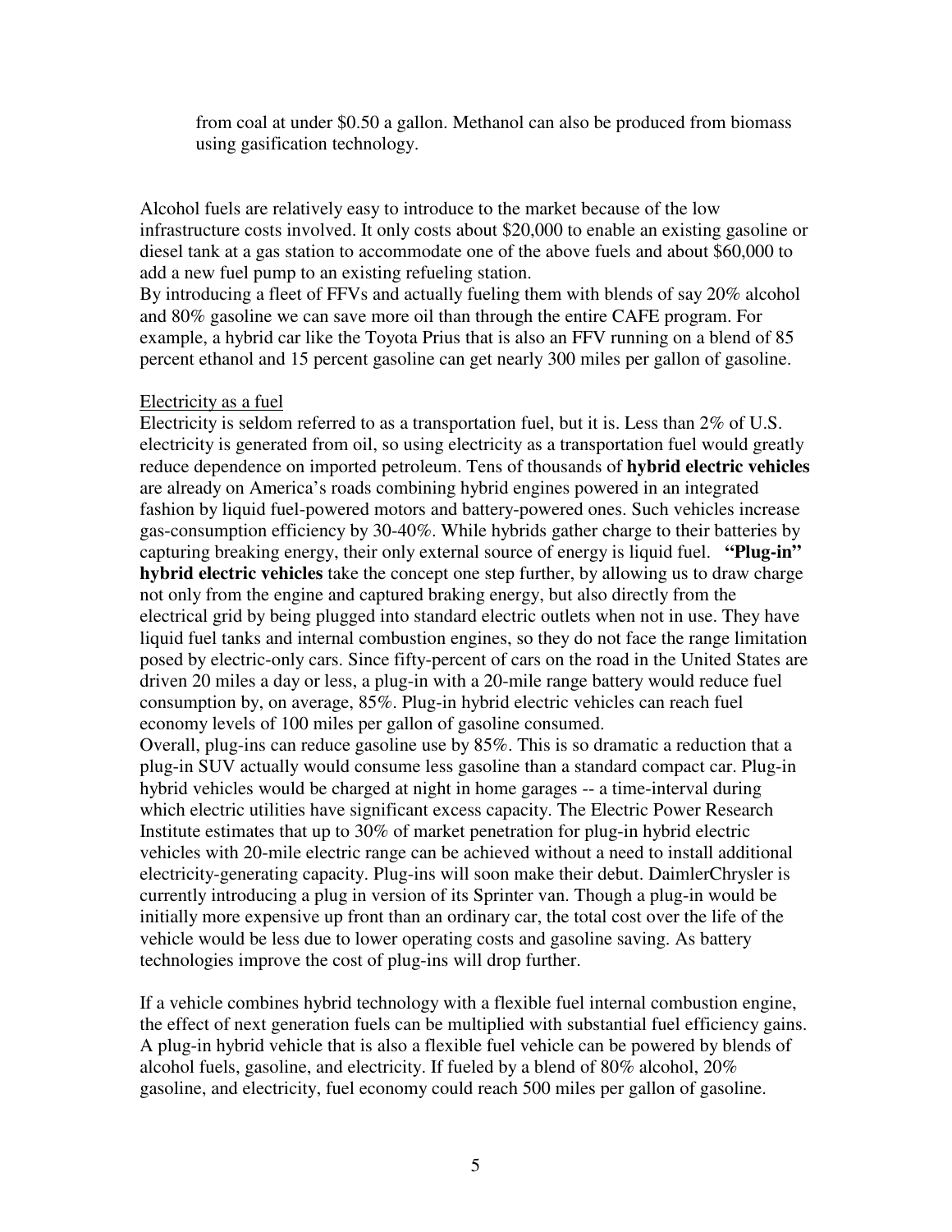from coal at under $0.50 a gallon. Methanol can also be produced from biomass using gasification technology.

Alcohol fuels are relatively easy to introduce to the market because of the low infrastructure costs involved. It only costs about $20,000 to enable an existing gasoline or diesel tank at a gas station to accommodate one of the above fuels and about $60,000 to add a new fuel pump to an existing refueling station.

By introducing a fleet of FFVs and actually fueling them with blends of say 20% alcohol and 80% gasoline we can save more oil than through the entire CAFE program. For example, a hybrid car like the Toyota Prius that is also an FFV running on a blend of 85 percent ethanol and 15 percent gasoline can get nearly 300 miles per gallon of gasoline.

<u>Electricity as a fuel</u>

Electricity is seldom referred to as a transportation fuel, but it is. Less than 2% of U.S. electricity is generated from oil, so using electricity as a transportation fuel would greatly reduce dependence on imported petroleum. Tens of thousands of **hybrid electric vehicles** are already on America's roads combining hybrid engines powered in an integrated fashion by liquid fuel-powered motors and battery-powered ones. Such vehicles increase gas-consumption efficiency by 30-40%. While hybrids gather charge to their batteries by capturing breaking energy, their only external source of energy is liquid fuel. **"Plug-in" hybrid electric vehicles** take the concept one step further, by allowing us to draw charge not only from the engine and captured braking energy, but also directly from the electrical grid by being plugged into standard electric outlets when not in use. They have liquid fuel tanks and internal combustion engines, so they do not face the range limitation posed by electric-only cars. Since fifty-percent of cars on the road in the United States are driven 20 miles a day or less, a plug-in with a 20-mile range battery would reduce fuel consumption by, on average, 85%. Plug-in hybrid electric vehicles can reach fuel economy levels of 100 miles per gallon of gasoline consumed.

Overall, plug-ins can reduce gasoline use by 85%. This is so dramatic a reduction that a plug-in SUV actually would consume less gasoline than a standard compact car. Plug-in hybrid vehicles would be charged at night in home garages -- a time-interval during which electric utilities have significant excess capacity. The Electric Power Research Institute estimates that up to 30% of market penetration for plug-in hybrid electric vehicles with 20-mile electric range can be achieved without a need to install additional electricity-generating capacity. Plug-ins will soon make their debut. DaimlerChrysler is currently introducing a plug in version of its Sprinter van. Though a plug-in would be initially more expensive up front than an ordinary car, the total cost over the life of the vehicle would be less due to lower operating costs and gasoline saving. As battery technologies improve the cost of plug-ins will drop further.

If a vehicle combines hybrid technology with a flexible fuel internal combustion engine, the effect of next generation fuels can be multiplied with substantial fuel efficiency gains. A plug-in hybrid vehicle that is also a flexible fuel vehicle can be powered by blends of alcohol fuels, gasoline, and electricity. If fueled by a blend of 80% alcohol, 20% gasoline, and electricity, fuel economy could reach 500 miles per gallon of gasoline.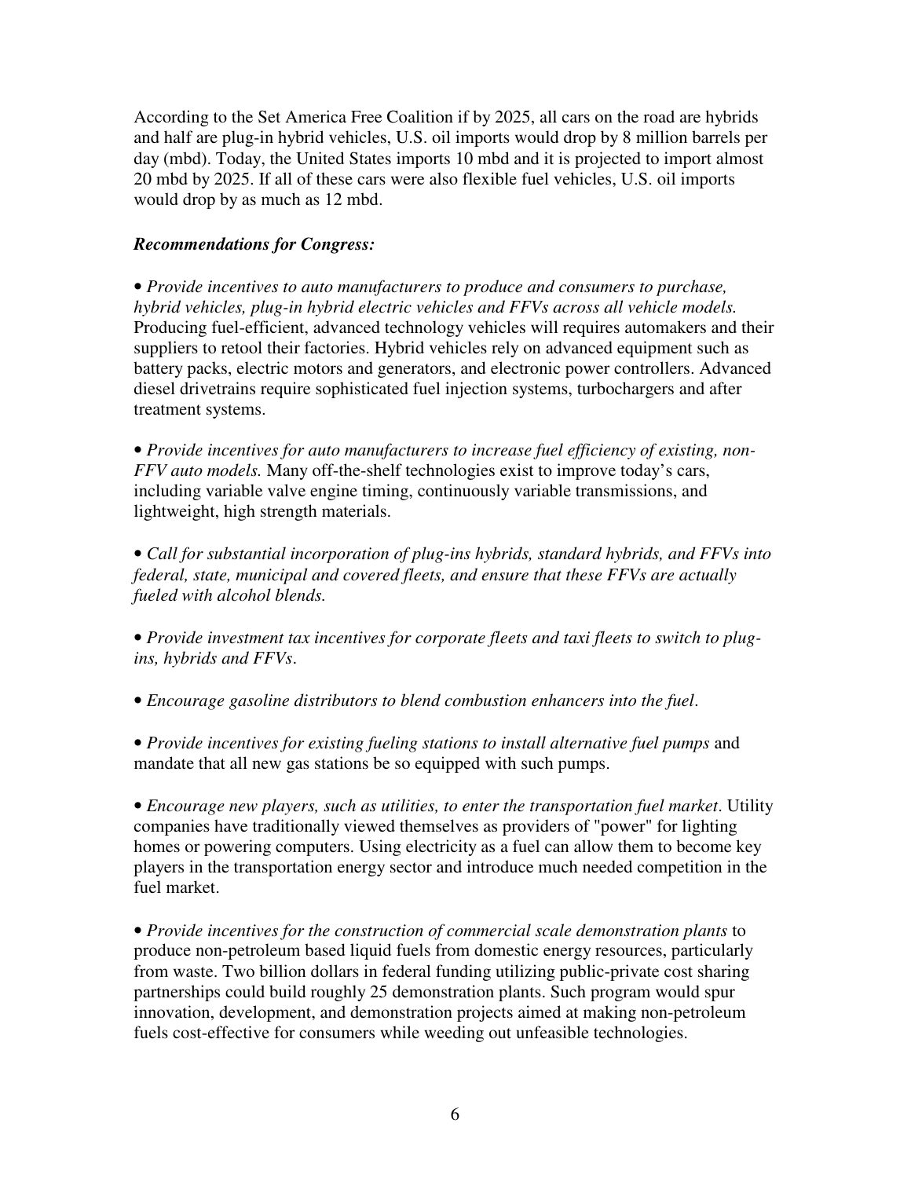According to the Set America Free Coalition if by 2025, all cars on the road are hybrids and half are plug-in hybrid vehicles, U.S. oil imports would drop by 8 million barrels per day (mbd). Today, the United States imports 10 mbd and it is projected to import almost 20 mbd by 2025. If all of these cars were also flexible fuel vehicles, U.S. oil imports would drop by as much as 12 mbd.

***Recommendations for Congress:***

• *Provide incentives to auto manufacturers to produce and consumers to purchase, hybrid vehicles, plug-in hybrid electric vehicles and FFVs across all vehicle models.* Producing fuel-efficient, advanced technology vehicles will requires automakers and their suppliers to retool their factories. Hybrid vehicles rely on advanced equipment such as battery packs, electric motors and generators, and electronic power controllers. Advanced diesel drivetrains require sophisticated fuel injection systems, turbochargers and after treatment systems.

• *Provide incentives for auto manufacturers to increase fuel efficiency of existing, non-FFV auto models.* Many off-the-shelf technologies exist to improve today's cars, including variable valve engine timing, continuously variable transmissions, and lightweight, high strength materials.

• *Call for substantial incorporation of plug-ins hybrids, standard hybrids, and FFVs into federal, state, municipal and covered fleets, and ensure that these FFVs are actually fueled with alcohol blends.*

• *Provide investment tax incentives for corporate fleets and taxi fleets to switch to plug-ins, hybrids and FFVs*.

• *Encourage gasoline distributors to blend combustion enhancers into the fuel*.

• *Provide incentives for existing fueling stations to install alternative fuel pumps* and mandate that all new gas stations be so equipped with such pumps.

• *Encourage new players, such as utilities, to enter the transportation fuel market*. Utility companies have traditionally viewed themselves as providers of "power" for lighting homes or powering computers. Using electricity as a fuel can allow them to become key players in the transportation energy sector and introduce much needed competition in the fuel market.

• *Provide incentives for the construction of commercial scale demonstration plants* to produce non-petroleum based liquid fuels from domestic energy resources, particularly from waste. Two billion dollars in federal funding utilizing public-private cost sharing partnerships could build roughly 25 demonstration plants. Such program would spur innovation, development, and demonstration projects aimed at making non-petroleum fuels cost-effective for consumers while weeding out unfeasible technologies.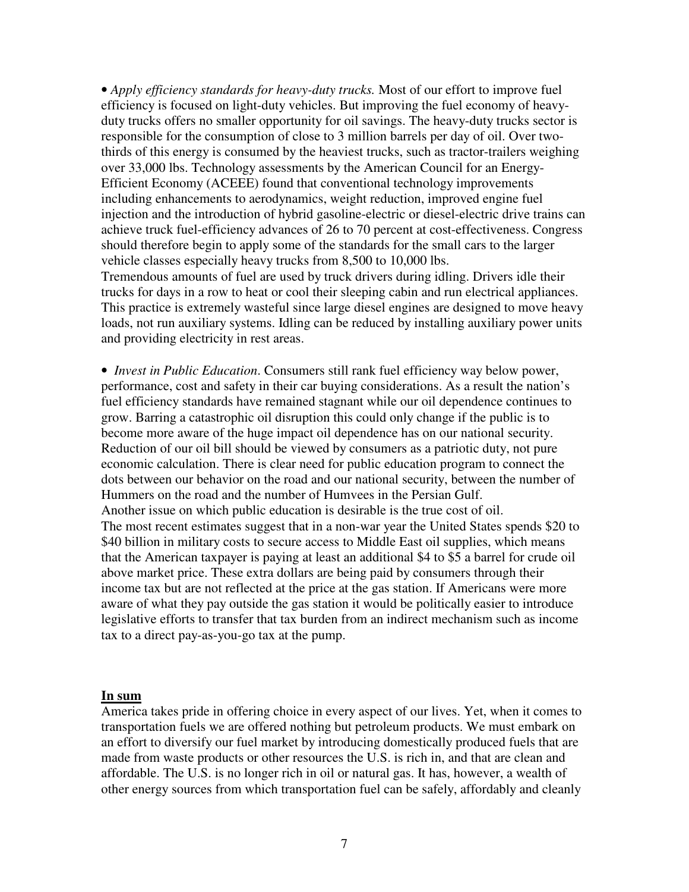• *Apply efficiency standards for heavy-duty trucks.* Most of our effort to improve fuel efficiency is focused on light-duty vehicles. But improving the fuel economy of heavy-duty trucks offers no smaller opportunity for oil savings. The heavy-duty trucks sector is responsible for the consumption of close to 3 million barrels per day of oil. Over two-thirds of this energy is consumed by the heaviest trucks, such as tractor-trailers weighing over 33,000 lbs. Technology assessments by the American Council for an Energy-Efficient Economy (ACEEE) found that conventional technology improvements including enhancements to aerodynamics, weight reduction, improved engine fuel injection and the introduction of hybrid gasoline-electric or diesel-electric drive trains can achieve truck fuel-efficiency advances of 26 to 70 percent at cost-effectiveness. Congress should therefore begin to apply some of the standards for the small cars to the larger vehicle classes especially heavy trucks from 8,500 to 10,000 lbs.
Tremendous amounts of fuel are used by truck drivers during idling. Drivers idle their trucks for days in a row to heat or cool their sleeping cabin and run electrical appliances. This practice is extremely wasteful since large diesel engines are designed to move heavy loads, not run auxiliary systems. Idling can be reduced by installing auxiliary power units and providing electricity in rest areas.

• *Invest in Public Education*. Consumers still rank fuel efficiency way below power, performance, cost and safety in their car buying considerations. As a result the nation's fuel efficiency standards have remained stagnant while our oil dependence continues to grow. Barring a catastrophic oil disruption this could only change if the public is to become more aware of the huge impact oil dependence has on our national security. Reduction of our oil bill should be viewed by consumers as a patriotic duty, not pure economic calculation. There is clear need for public education program to connect the dots between our behavior on the road and our national security, between the number of Hummers on the road and the number of Humvees in the Persian Gulf.
Another issue on which public education is desirable is the true cost of oil.
The most recent estimates suggest that in a non-war year the United States spends $20 to $40 billion in military costs to secure access to Middle East oil supplies, which means that the American taxpayer is paying at least an additional $4 to $5 a barrel for crude oil above market price. These extra dollars are being paid by consumers through their income tax but are not reflected at the price at the gas station. If Americans were more aware of what they pay outside the gas station it would be politically easier to introduce legislative efforts to transfer that tax burden from an indirect mechanism such as income tax to a direct pay-as-you-go tax at the pump.

## In sum

America takes pride in offering choice in every aspect of our lives. Yet, when it comes to transportation fuels we are offered nothing but petroleum products. We must embark on an effort to diversify our fuel market by introducing domestically produced fuels that are made from waste products or other resources the U.S. is rich in, and that are clean and affordable. The U.S. is no longer rich in oil or natural gas. It has, however, a wealth of other energy sources from which transportation fuel can be safely, affordably and cleanly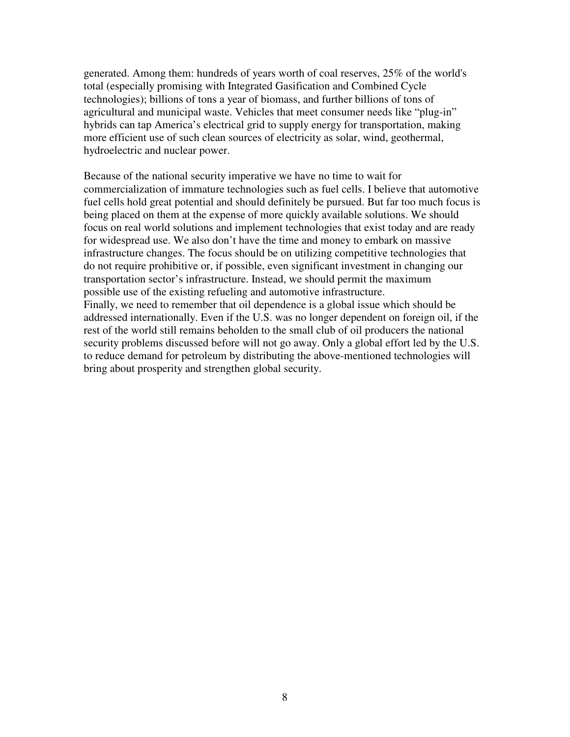generated. Among them: hundreds of years worth of coal reserves, 25% of the world's total (especially promising with Integrated Gasification and Combined Cycle technologies); billions of tons a year of biomass, and further billions of tons of agricultural and municipal waste. Vehicles that meet consumer needs like “plug-in” hybrids can tap America’s electrical grid to supply energy for transportation, making more efficient use of such clean sources of electricity as solar, wind, geothermal, hydroelectric and nuclear power.

Because of the national security imperative we have no time to wait for commercialization of immature technologies such as fuel cells. I believe that automotive fuel cells hold great potential and should definitely be pursued. But far too much focus is being placed on them at the expense of more quickly available solutions. We should focus on real world solutions and implement technologies that exist today and are ready for widespread use. We also don’t have the time and money to embark on massive infrastructure changes. The focus should be on utilizing competitive technologies that do not require prohibitive or, if possible, even significant investment in changing our transportation sector’s infrastructure. Instead, we should permit the maximum possible use of the existing refueling and automotive infrastructure.

Finally, we need to remember that oil dependence is a global issue which should be addressed internationally. Even if the U.S. was no longer dependent on foreign oil, if the rest of the world still remains beholden to the small club of oil producers the national security problems discussed before will not go away. Only a global effort led by the U.S. to reduce demand for petroleum by distributing the above-mentioned technologies will bring about prosperity and strengthen global security.